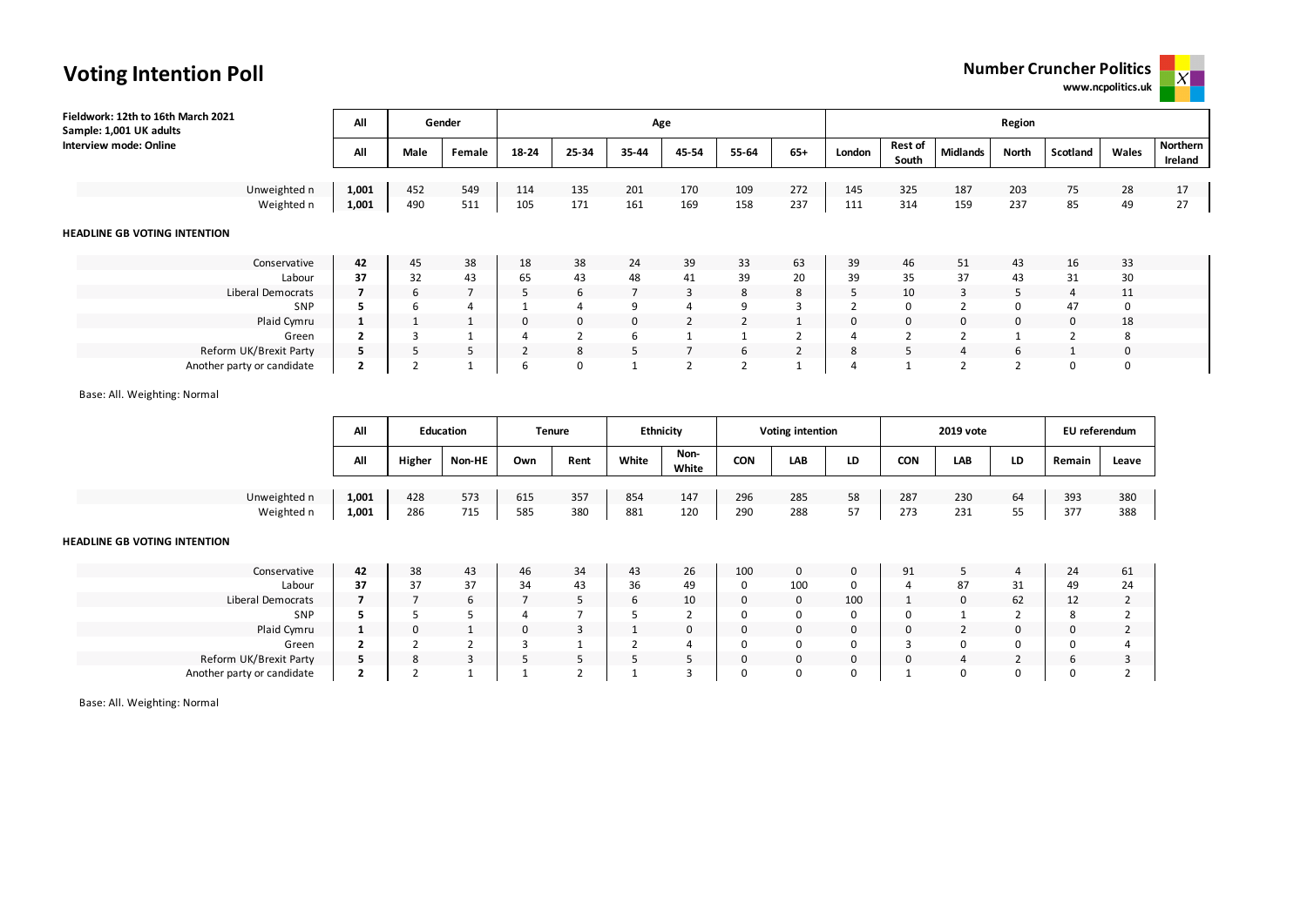# Voting Intention Poll

**Number Cruncher Politics**
**www.ncpolitics.uk**

**Fieldwork: 12th to 16th March 2021**
**Sample: 1,001 UK adults**
**Interview mode: Online**

| | All | Gender | | Age | | | | | | Region | | | | | | |
|---|---|---|---|---|---|---|---|---|---|---|---|---|---|---|---|---|
| | All | Male | Female | 18-24 | 25-34 | 35-44 | 45-54 | 55-64 | 65+ | London | Rest of South | Midlands | North | Scotland | Wales | Northern Ireland |
| Unweighted n | **1,001** | 452 | 549 | 114 | 135 | 201 | 170 | 109 | 272 | 145 | 325 | 187 | 203 | 75 | 28 | 17 |
| Weighted n | **1,001** | 490 | 511 | 105 | 171 | 161 | 169 | 158 | 237 | 111 | 314 | 159 | 237 | 85 | 49 | 27 |

**HEADLINE GB VOTING INTENTION**

| | All | Male | Female | 18-24 | 25-34 | 35-44 | 45-54 | 55-64 | 65+ | London | Rest of South | Midlands | North | Scotland | Wales | Northern Ireland |
|---|---|---|---|---|---|---|---|---|---|---|---|---|---|---|---|---|
| Conservative | **42** | 45 | 38 | 18 | 38 | 24 | 39 | 33 | 63 | 39 | 46 | 51 | 43 | 16 | 33 | |
| Labour | **37** | 32 | 43 | 65 | 43 | 48 | 41 | 39 | 20 | 39 | 35 | 37 | 43 | 31 | 30 | |
| Liberal Democrats | **7** | 6 | 7 | 5 | 6 | 7 | 3 | 8 | 8 | 5 | 10 | 3 | 5 | 4 | 11 | |
| SNP | **5** | 6 | 4 | 1 | 4 | 9 | 4 | 9 | 3 | 2 | 0 | 2 | 0 | 47 | 0 | |
| Plaid Cymru | **1** | 1 | 1 | 0 | 0 | 0 | 2 | 2 | 1 | 0 | 0 | 0 | 0 | 0 | 18 | |
| Green | **2** | 3 | 1 | 4 | 2 | 6 | 1 | 1 | 2 | 4 | 2 | 2 | 1 | 2 | 8 | |
| Reform UK/Brexit Party | **5** | 5 | 5 | 2 | 8 | 5 | 7 | 6 | 2 | 8 | 5 | 4 | 6 | 1 | 0 | |
| Another party or candidate | **2** | 2 | 1 | 6 | 0 | 1 | 2 | 2 | 1 | 4 | 1 | 2 | 2 | 0 | 0 | |

Base: All. Weighting: Normal

| | All | Education | | Tenure | | Ethnicity | | Voting intention | | | 2019 vote | | | EU referendum | |
|---|---|---|---|---|---|---|---|---|---|---|---|---|---|---|---|
| | All | Higher | Non-HE | Own | Rent | White | Non-White | CON | LAB | LD | CON | LAB | LD | Remain | Leave |
| Unweighted n | **1,001** | 428 | 573 | 615 | 357 | 854 | 147 | 296 | 285 | 58 | 287 | 230 | 64 | 393 | 380 |
| Weighted n | **1,001** | 286 | 715 | 585 | 380 | 881 | 120 | 290 | 288 | 57 | 273 | 231 | 55 | 377 | 388 |

**HEADLINE GB VOTING INTENTION**

| | All | Higher | Non-HE | Own | Rent | White | Non-White | CON | LAB | LD | CON | LAB | LD | Remain | Leave |
|---|---|---|---|---|---|---|---|---|---|---|---|---|---|---|---|
| Conservative | **42** | 38 | 43 | 46 | 34 | 43 | 26 | 100 | 0 | 0 | 91 | 5 | 4 | 24 | 61 |
| Labour | **37** | 37 | 37 | 34 | 43 | 36 | 49 | 0 | 100 | 0 | 4 | 87 | 31 | 49 | 24 |
| Liberal Democrats | **7** | 7 | 6 | 7 | 5 | 6 | 10 | 0 | 0 | 100 | 1 | 0 | 62 | 12 | 2 |
| SNP | **5** | 5 | 5 | 4 | 7 | 5 | 2 | 0 | 0 | 0 | 0 | 1 | 2 | 8 | 2 |
| Plaid Cymru | **1** | 0 | 1 | 0 | 3 | 1 | 0 | 0 | 0 | 0 | 0 | 2 | 0 | 0 | 2 |
| Green | **2** | 2 | 2 | 3 | 1 | 2 | 4 | 0 | 0 | 0 | 3 | 0 | 0 | 0 | 4 |
| Reform UK/Brexit Party | **5** | 8 | 3 | 5 | 5 | 5 | 5 | 0 | 0 | 0 | 0 | 4 | 2 | 6 | 3 |
| Another party or candidate | **2** | 2 | 1 | 1 | 2 | 1 | 3 | 0 | 0 | 0 | 1 | 0 | 0 | 0 | 2 |

Base: All. Weighting: Normal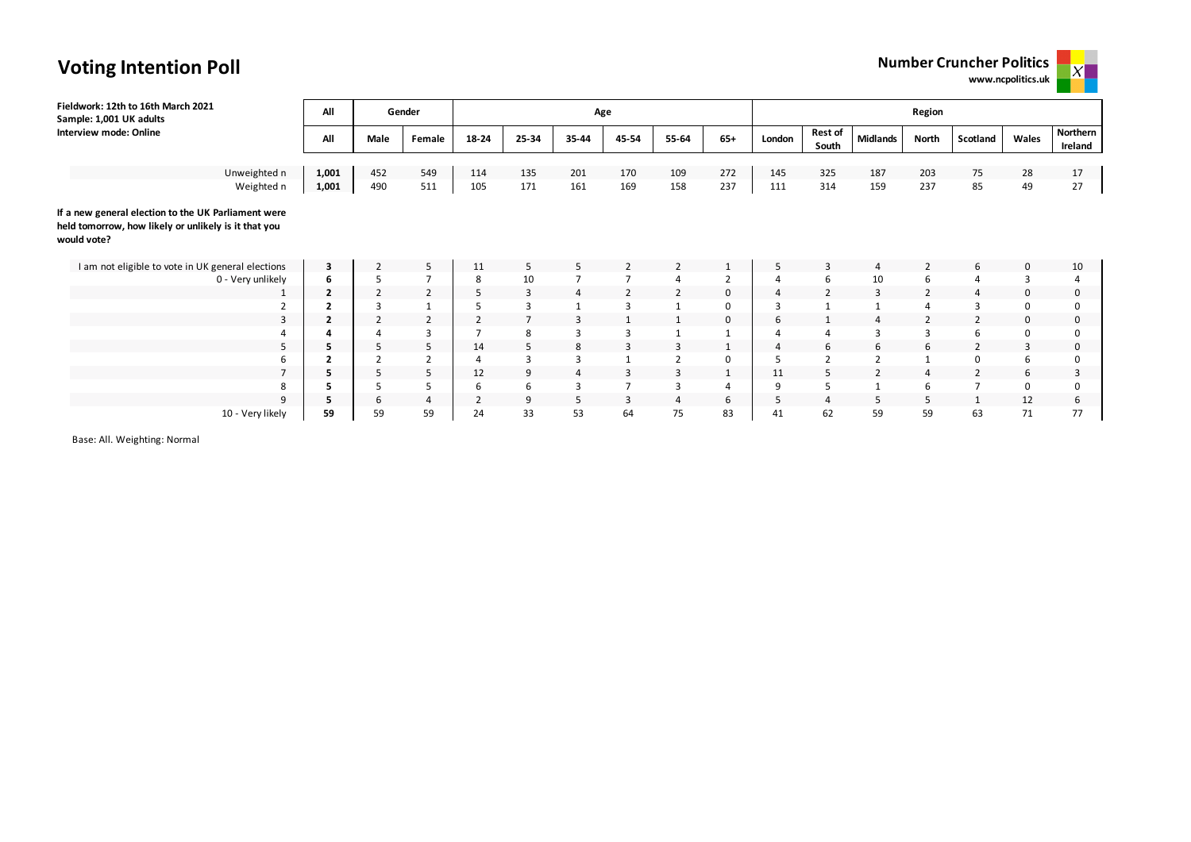# Voting Intention Poll

**Number Cruncher Politics**
**www.ncpolitics.uk**

**Fieldwork: 12th to 16th March 2021**
**Sample: 1,001 UK adults**
**Interview mode: Online**

| | All | Gender | | Age | | | | | | Region | | | | | | |
|---|---|---|---|---|---|---|---|---|---|---|---|---|---|---|---|---|
| | **All** | **Male** | **Female** | **18-24** | **25-34** | **35-44** | **45-54** | **55-64** | **65+** | **London** | **Rest of South** | **Midlands** | **North** | **Scotland** | **Wales** | **Northern Ireland** |
| Unweighted n | **1,001** | 452 | 549 | 114 | 135 | 201 | 170 | 109 | 272 | 145 | 325 | 187 | 203 | 75 | 28 | 17 |
| Weighted n | **1,001** | 490 | 511 | 105 | 171 | 161 | 169 | 158 | 237 | 111 | 314 | 159 | 237 | 85 | 49 | 27 |
| **If a new general election to the UK Parliament were held tomorrow, how likely or unlikely is it that you would vote?** | | | | | | | | | | | | | | | | |
| I am not eligible to vote in UK general elections | **3** | 2 | 5 | 11 | 5 | 5 | 2 | 2 | 1 | 5 | 3 | 4 | 2 | 6 | 0 | 10 |
| 0 - Very unlikely | **6** | 5 | 7 | 8 | 10 | 7 | 7 | 4 | 2 | 4 | 6 | 10 | 6 | 4 | 3 | 4 |
| 1 | **2** | 2 | 2 | 5 | 3 | 4 | 2 | 2 | 0 | 4 | 2 | 3 | 2 | 4 | 0 | 0 |
| 2 | **2** | 3 | 1 | 5 | 3 | 1 | 3 | 1 | 0 | 3 | 1 | 1 | 4 | 3 | 0 | 0 |
| 3 | **2** | 2 | 2 | 2 | 7 | 3 | 1 | 1 | 0 | 6 | 1 | 4 | 2 | 2 | 0 | 0 |
| 4 | **4** | 4 | 3 | 7 | 8 | 3 | 3 | 1 | 1 | 4 | 4 | 3 | 3 | 6 | 0 | 0 |
| 5 | **5** | 5 | 5 | 14 | 5 | 8 | 3 | 3 | 1 | 4 | 6 | 6 | 6 | 2 | 3 | 0 |
| 6 | **2** | 2 | 2 | 4 | 3 | 3 | 1 | 2 | 0 | 5 | 2 | 2 | 1 | 0 | 6 | 0 |
| 7 | **5** | 5 | 5 | 12 | 9 | 4 | 3 | 3 | 1 | 11 | 5 | 2 | 4 | 2 | 6 | 3 |
| 8 | **5** | 5 | 5 | 6 | 6 | 3 | 7 | 3 | 4 | 9 | 5 | 1 | 6 | 7 | 0 | 0 |
| 9 | **5** | 6 | 4 | 2 | 9 | 5 | 3 | 4 | 6 | 5 | 4 | 5 | 5 | 1 | 12 | 6 |
| 10 - Very likely | **59** | 59 | 59 | 24 | 33 | 53 | 64 | 75 | 83 | 41 | 62 | 59 | 59 | 63 | 71 | 77 |

Base: All. Weighting: Normal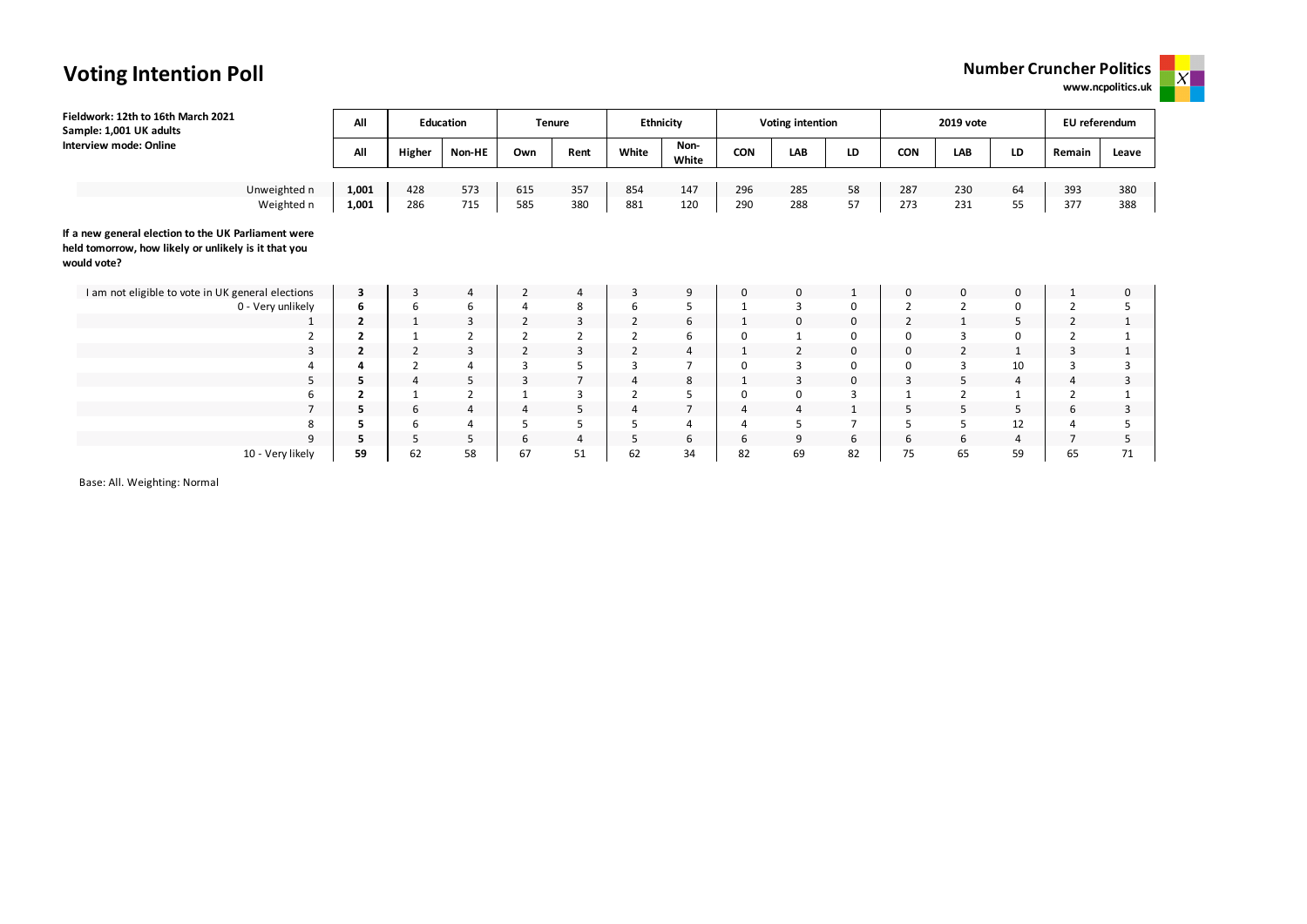# Voting Intention Poll

**Number Cruncher Politics**
**www.ncpolitics.uk**

**Fieldwork: 12th to 16th March 2021**
**Sample: 1,001 UK adults**
**Interview mode: Online**

| | All | Education | | Tenure | | Ethnicity | | Voting intention | | | 2019 vote | | | EU referendum | |
|---|---|---|---|---|---|---|---|---|---|---|---|---|---|---|---|
| | All | Higher | Non-HE | Own | Rent | White | Non-White | CON | LAB | LD | CON | LAB | LD | Remain | Leave |
| Unweighted n | **1,001** | 428 | 573 | 615 | 357 | 854 | 147 | 296 | 285 | 58 | 287 | 230 | 64 | 393 | 380 |
| Weighted n | **1,001** | 286 | 715 | 585 | 380 | 881 | 120 | 290 | 288 | 57 | 273 | 231 | 55 | 377 | 388 |
| **If a new general election to the UK Parliament were held tomorrow, how likely or unlikely is it that you would vote?** | | | | | | | | | | | | | | | |
| I am not eligible to vote in UK general elections | **3** | 3 | 4 | 2 | 4 | 3 | 9 | 0 | 0 | 1 | 0 | 0 | 0 | 1 | 0 |
| 0 - Very unlikely | **6** | 6 | 6 | 4 | 8 | 6 | 5 | 1 | 3 | 0 | 2 | 2 | 0 | 2 | 5 |
| 1 | **2** | 1 | 3 | 2 | 3 | 2 | 6 | 1 | 0 | 0 | 2 | 1 | 5 | 2 | 1 |
| 2 | **2** | 1 | 2 | 2 | 2 | 2 | 6 | 0 | 1 | 0 | 0 | 3 | 0 | 2 | 1 |
| 3 | **2** | 2 | 3 | 2 | 3 | 2 | 4 | 1 | 2 | 0 | 0 | 2 | 1 | 3 | 1 |
| 4 | **4** | 2 | 4 | 3 | 5 | 3 | 7 | 0 | 3 | 0 | 0 | 3 | 10 | 3 | 3 |
| 5 | **5** | 4 | 5 | 3 | 7 | 4 | 8 | 1 | 3 | 0 | 3 | 5 | 4 | 4 | 3 |
| 6 | **2** | 1 | 2 | 1 | 3 | 2 | 5 | 0 | 0 | 3 | 1 | 2 | 1 | 2 | 1 |
| 7 | **5** | 6 | 4 | 4 | 5 | 4 | 7 | 4 | 4 | 1 | 5 | 5 | 5 | 6 | 3 |
| 8 | **5** | 6 | 4 | 5 | 5 | 5 | 4 | 4 | 5 | 7 | 5 | 5 | 12 | 4 | 5 |
| 9 | **5** | 5 | 5 | 6 | 4 | 5 | 6 | 6 | 9 | 6 | 6 | 6 | 4 | 7 | 5 |
| 10 - Very likely | **59** | 62 | 58 | 67 | 51 | 62 | 34 | 82 | 69 | 82 | 75 | 65 | 59 | 65 | 71 |

Base: All. Weighting: Normal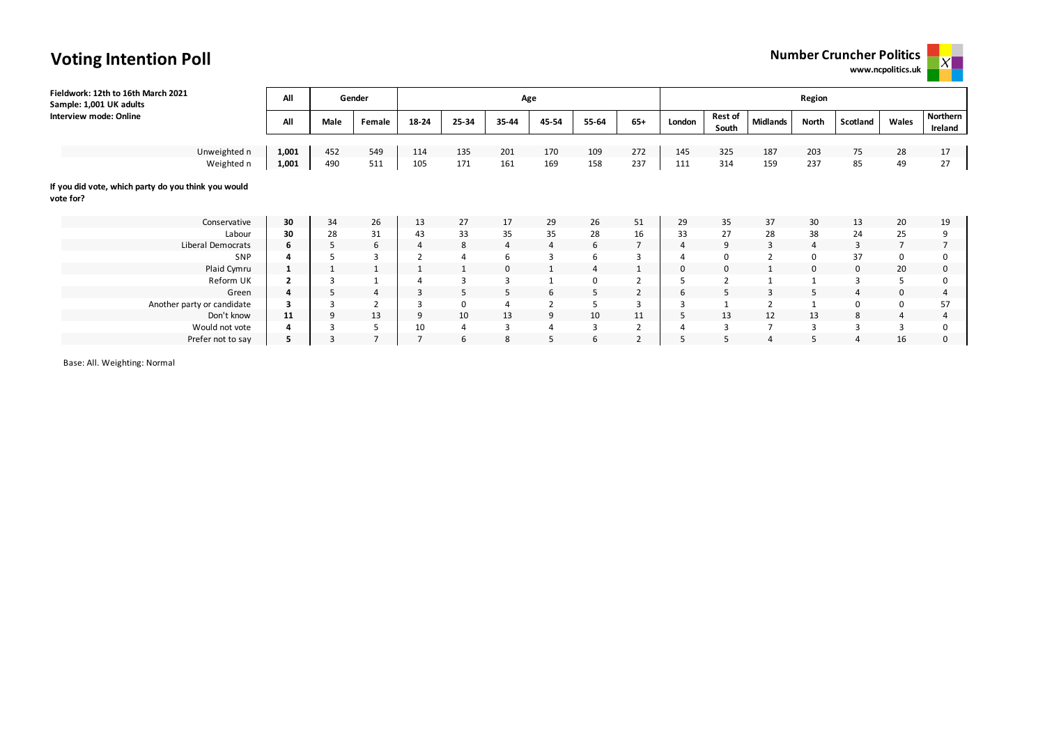# Voting Intention Poll

**Number Cruncher Politics**
**www.ncpolitics.uk**

**Fieldwork: 12th to 16th March 2021**
**Sample: 1,001 UK adults**
**Interview mode: Online**

| | All | Gender | | Age | | | | | | Region | | | | | | |
|---|---|---|---|---|---|---|---|---|---|---|---|---|---|---|---|---|
| | All | Male | Female | 18-24 | 25-34 | 35-44 | 45-54 | 55-64 | 65+ | London | Rest of South | Midlands | North | Scotland | Wales | Northern Ireland |
| Unweighted n | **1,001** | 452 | 549 | 114 | 135 | 201 | 170 | 109 | 272 | 145 | 325 | 187 | 203 | 75 | 28 | 17 |
| Weighted n | **1,001** | 490 | 511 | 105 | 171 | 161 | 169 | 158 | 237 | 111 | 314 | 159 | 237 | 85 | 49 | 27 |
| **If you did vote, which party do you think you would vote for?** | | | | | | | | | | | | | | | | |
| Conservative | **30** | 34 | 26 | 13 | 27 | 17 | 29 | 26 | 51 | 29 | 35 | 37 | 30 | 13 | 20 | 19 |
| Labour | **30** | 28 | 31 | 43 | 33 | 35 | 35 | 28 | 16 | 33 | 27 | 28 | 38 | 24 | 25 | 9 |
| Liberal Democrats | **6** | 5 | 6 | 4 | 8 | 4 | 4 | 6 | 7 | 4 | 9 | 3 | 4 | 3 | 7 | 7 |
| SNP | **4** | 5 | 3 | 2 | 4 | 6 | 3 | 6 | 3 | 4 | 0 | 2 | 0 | 37 | 0 | 0 |
| Plaid Cymru | **1** | 1 | 1 | 1 | 1 | 0 | 1 | 4 | 1 | 0 | 0 | 1 | 0 | 0 | 20 | 0 |
| Reform UK | **2** | 3 | 1 | 4 | 3 | 3 | 1 | 0 | 2 | 5 | 2 | 1 | 1 | 3 | 5 | 0 |
| Green | **4** | 5 | 4 | 3 | 5 | 5 | 6 | 5 | 2 | 6 | 5 | 3 | 5 | 4 | 0 | 4 |
| Another party or candidate | **3** | 3 | 2 | 3 | 0 | 4 | 2 | 5 | 3 | 3 | 1 | 2 | 1 | 0 | 0 | 57 |
| Don't know | **11** | 9 | 13 | 9 | 10 | 13 | 9 | 10 | 11 | 5 | 13 | 12 | 13 | 8 | 4 | 4 |
| Would not vote | **4** | 3 | 5 | 10 | 4 | 3 | 4 | 3 | 2 | 4 | 3 | 7 | 3 | 3 | 3 | 0 |
| Prefer not to say | **5** | 3 | 7 | 7 | 6 | 8 | 5 | 6 | 2 | 5 | 5 | 4 | 5 | 4 | 16 | 0 |

Base: All. Weighting: Normal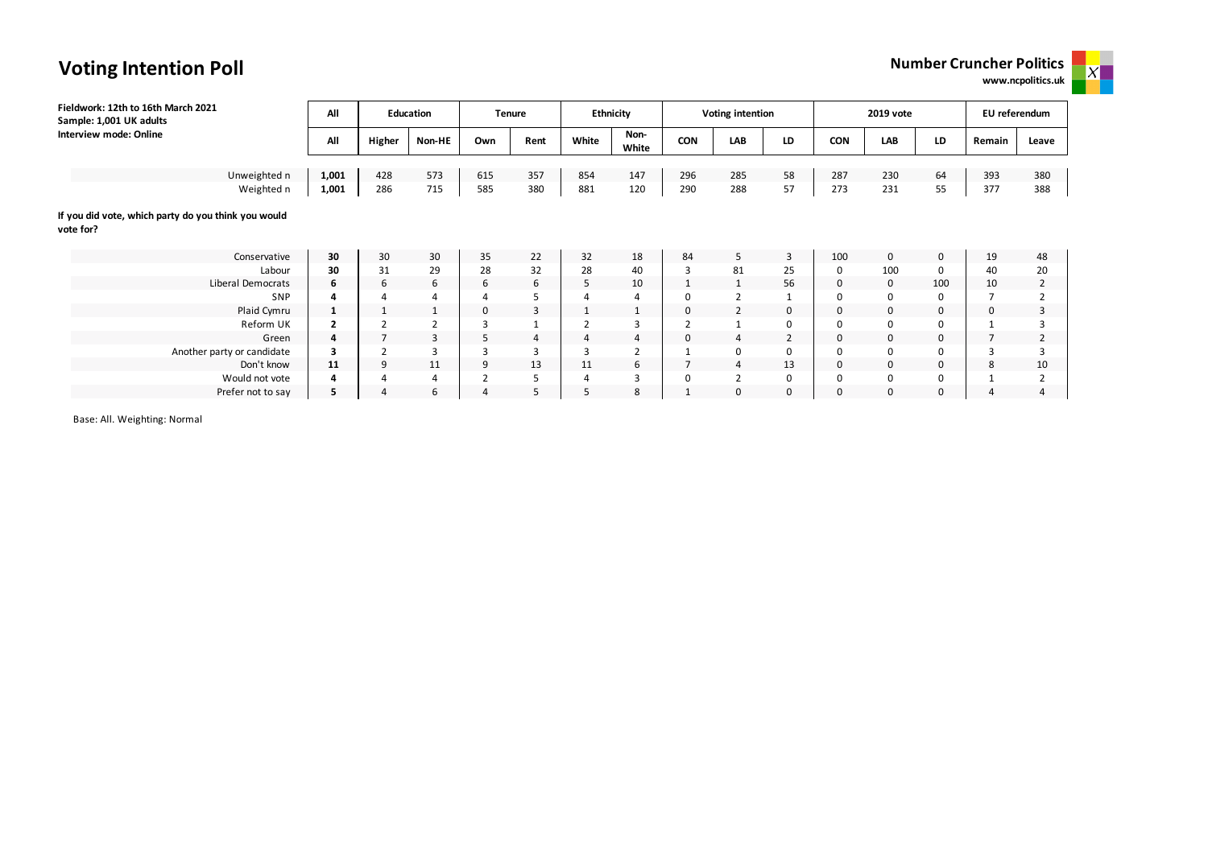# Voting Intention Poll

**Number Cruncher Politics**
**www.ncpolitics.uk**

**Fieldwork: 12th to 16th March 2021**
**Sample: 1,001 UK adults**
**Interview mode: Online**

| | All | Education | | Tenure | | Ethnicity | | Voting intention | | | 2019 vote | | | EU referendum | |
|---|---|---|---|---|---|---|---|---|---|---|---|---|---|---|---|
| | All | Higher | Non-HE | Own | Rent | White | Non-White | CON | LAB | LD | CON | LAB | LD | Remain | Leave |
| Unweighted n | **1,001** | 428 | 573 | 615 | 357 | 854 | 147 | 296 | 285 | 58 | 287 | 230 | 64 | 393 | 380 |
| Weighted n | **1,001** | 286 | 715 | 585 | 380 | 881 | 120 | 290 | 288 | 57 | 273 | 231 | 55 | 377 | 388 |

**If you did vote, which party do you think you would vote for?**

| | All | Higher | Non-HE | Own | Rent | White | Non-White | CON | LAB | LD | CON | LAB | LD | Remain | Leave |
|---|---|---|---|---|---|---|---|---|---|---|---|---|---|---|---|
| Conservative | **30** | 30 | 30 | 35 | 22 | 32 | 18 | 84 | 5 | 3 | 100 | 0 | 0 | 19 | 48 |
| Labour | **30** | 31 | 29 | 28 | 32 | 28 | 40 | 3 | 81 | 25 | 0 | 100 | 0 | 40 | 20 |
| Liberal Democrats | **6** | 6 | 6 | 6 | 6 | 5 | 10 | 1 | 1 | 56 | 0 | 0 | 100 | 10 | 2 |
| SNP | **4** | 4 | 4 | 4 | 5 | 4 | 4 | 0 | 2 | 1 | 0 | 0 | 0 | 7 | 2 |
| Plaid Cymru | **1** | 1 | 1 | 0 | 3 | 1 | 1 | 0 | 2 | 0 | 0 | 0 | 0 | 0 | 3 |
| Reform UK | **2** | 2 | 2 | 3 | 1 | 2 | 3 | 2 | 1 | 0 | 0 | 0 | 0 | 1 | 3 |
| Green | **4** | 7 | 3 | 5 | 4 | 4 | 4 | 0 | 4 | 2 | 0 | 0 | 0 | 7 | 2 |
| Another party or candidate | **3** | 2 | 3 | 3 | 3 | 3 | 2 | 1 | 0 | 0 | 0 | 0 | 0 | 3 | 3 |
| Don't know | **11** | 9 | 11 | 9 | 13 | 11 | 6 | 7 | 4 | 13 | 0 | 0 | 0 | 8 | 10 |
| Would not vote | **4** | 4 | 4 | 2 | 5 | 4 | 3 | 0 | 2 | 0 | 0 | 0 | 0 | 1 | 2 |
| Prefer not to say | **5** | 4 | 6 | 4 | 5 | 5 | 8 | 1 | 0 | 0 | 0 | 0 | 0 | 4 | 4 |

Base: All. Weighting: Normal